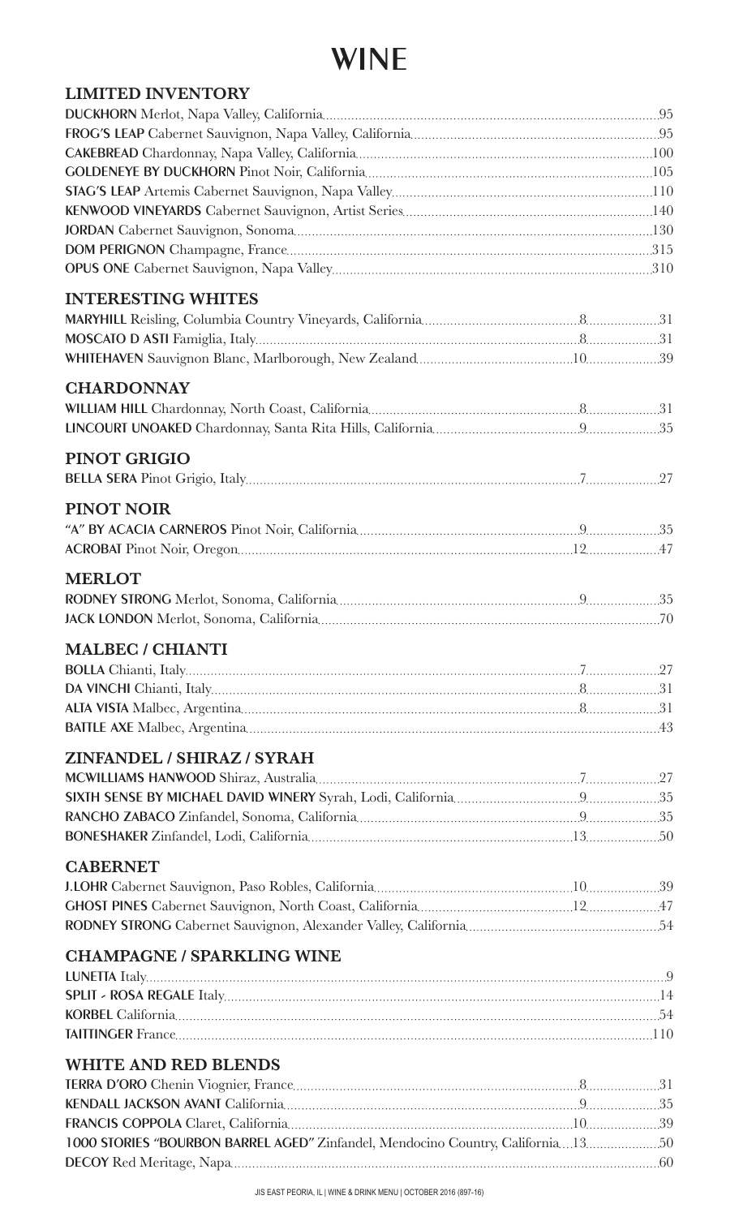# WINE

## LIMITED INVENTORY

| Wine | Glass | Bottle |
|---|---|---|
| **DUCKHORN** Merlot, Napa Valley, California | | 95 |
| **FROG'S LEAP** Cabernet Sauvignon, Napa Valley, California | | 95 |
| **CAKEBREAD** Chardonnay, Napa Valley, California | | 100 |
| **GOLDENEYE BY DUCKHORN** Pinot Noir, California | | 105 |
| **STAG'S LEAP** Artemis Cabernet Sauvignon, Napa Valley | | 110 |
| **KENWOOD VINEYARDS** Cabernet Sauvignon, Artist Series | | 140 |
| **JORDAN** Cabernet Sauvignon, Sonoma | | 130 |
| **DOM PERIGNON** Champagne, France | | 315 |
| **OPUS ONE** Cabernet Sauvignon, Napa Valley | | 310 |

## INTERESTING WHITES

| Wine | Glass | Bottle |
|---|---|---|
| **MARYHILL** Reisling, Columbia Country Vineyards, California | 8 | 31 |
| **MOSCATO D ASTI** Famiglia, Italy | 8 | 31 |
| **WHITEHAVEN** Sauvignon Blanc, Marlborough, New Zealand | 10 | 39 |

## CHARDONNAY

| Wine | Glass | Bottle |
|---|---|---|
| **WILLIAM HILL** Chardonnay, North Coast, California | 8 | 31 |
| **LINCOURT UNOAKED** Chardonnay, Santa Rita Hills, California | 9 | 35 |

## PINOT GRIGIO

| Wine | Glass | Bottle |
|---|---|---|
| **BELLA SERA** Pinot Grigio, Italy | 7 | 27 |

## PINOT NOIR

| Wine | Glass | Bottle |
|---|---|---|
| **"A" BY ACACIA CARNEROS** Pinot Noir, California | 9 | 35 |
| **ACROBAT** Pinot Noir, Oregon | 12 | 47 |

## MERLOT

| Wine | Glass | Bottle |
|---|---|---|
| **RODNEY STRONG** Merlot, Sonoma, California | 9 | 35 |
| **JACK LONDON** Merlot, Sonoma, California | | 70 |

## MALBEC / CHIANTI

| Wine | Glass | Bottle |
|---|---|---|
| **BOLLA** Chianti, Italy | 7 | 27 |
| **DA VINCHI** Chianti, Italy | 8 | 31 |
| **ALTA VISTA** Malbec, Argentina | 8 | 31 |
| **BATTLE AXE** Malbec, Argentina | | 43 |

## ZINFANDEL / SHIRAZ / SYRAH

| Wine | Glass | Bottle |
|---|---|---|
| **MCWILLIAMS HANWOOD** Shiraz, Australia | 7 | 27 |
| **SIXTH SENSE BY MICHAEL DAVID WINERY** Syrah, Lodi, California | 9 | 35 |
| **RANCHO ZABACO** Zinfandel, Sonoma, California | 9 | 35 |
| **BONESHAKER** Zinfandel, Lodi, California | 13 | 50 |

## CABERNET

| Wine | Glass | Bottle |
|---|---|---|
| **J.LOHR** Cabernet Sauvignon, Paso Robles, California | 10 | 39 |
| **GHOST PINES** Cabernet Sauvignon, North Coast, California | 12 | 47 |
| **RODNEY STRONG** Cabernet Sauvignon, Alexander Valley, California | | 54 |

## CHAMPAGNE / SPARKLING WINE

| Wine | Glass | Bottle |
|---|---|---|
| **LUNETTA** Italy | | 9 |
| **SPLIT - ROSA REGALE** Italy | | 14 |
| **KORBEL** California | | 54 |
| **TAITTINGER** France | | 110 |

## WHITE AND RED BLENDS

| Wine | Glass | Bottle |
|---|---|---|
| **TERRA D'ORO** Chenin Viognier, France | 8 | 31 |
| **KENDALL JACKSON AVANT** California | 9 | 35 |
| **FRANCIS COPPOLA** Claret, California | 10 | 39 |
| **1000 STORIES "BOURBON BARREL AGED"** Zinfandel, Mendocino Country, California | 13 | 50 |
| **DECOY** Red Meritage, Napa | | 60 |

JIS EAST PEORIA, IL | WINE & DRINK MENU | OCTOBER 2016 (897-16)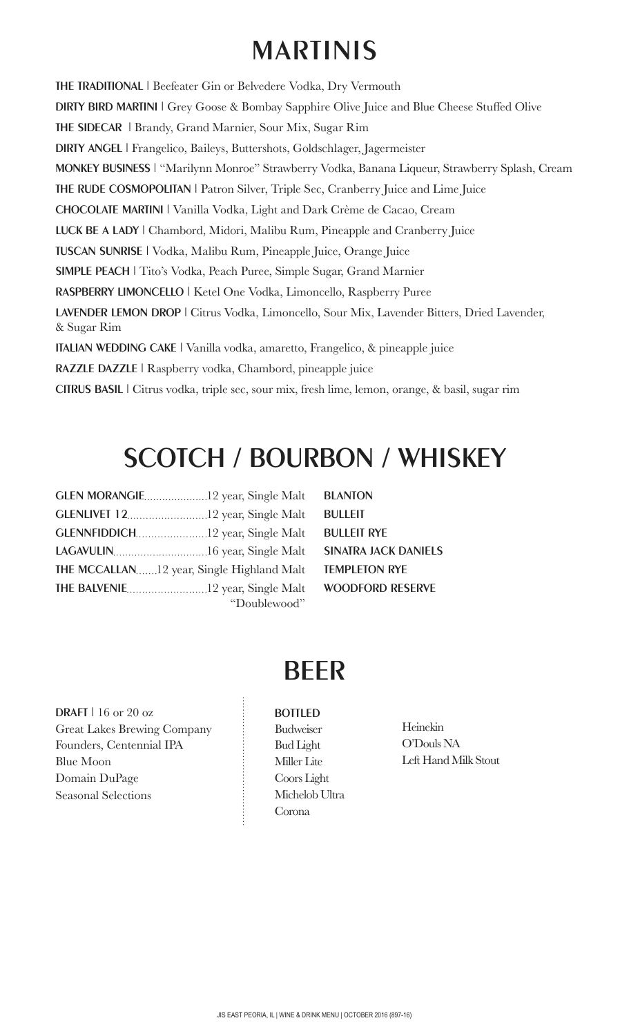# MARTINIS

**THE TRADITIONAL** | Beefeater Gin or Belvedere Vodka, Dry Vermouth

**DIRTY BIRD MARTINI** | Grey Goose & Bombay Sapphire Olive Juice and Blue Cheese Stuffed Olive

**THE SIDECAR** | Brandy, Grand Marnier, Sour Mix, Sugar Rim

**DIRTY ANGEL** | Frangelico, Baileys, Buttershots, Goldschlager, Jagermeister

**MONKEY BUSINESS** | "Marilynn Monroe" Strawberry Vodka, Banana Liqueur, Strawberry Splash, Cream

**THE RUDE COSMOPOLITAN** | Patron Silver, Triple Sec, Cranberry Juice and Lime Juice

**CHOCOLATE MARTINI** | Vanilla Vodka, Light and Dark Crème de Cacao, Cream

**LUCK BE A LADY** | Chambord, Midori, Malibu Rum, Pineapple and Cranberry Juice

**TUSCAN SUNRISE** | Vodka, Malibu Rum, Pineapple Juice, Orange Juice

**SIMPLE PEACH** | Tito's Vodka, Peach Puree, Simple Sugar, Grand Marnier

**RASPBERRY LIMONCELLO** | Ketel One Vodka, Limoncello, Raspberry Puree

**LAVENDER LEMON DROP** | Citrus Vodka, Limoncello, Sour Mix, Lavender Bitters, Dried Lavender, & Sugar Rim

**ITALIAN WEDDING CAKE** | Vanilla vodka, amaretto, Frangelico, & pineapple juice

**RAZZLE DAZZLE** | Raspberry vodka, Chambord, pineapple juice

**CITRUS BASIL** | Citrus vodka, triple sec, sour mix, fresh lime, lemon, orange, & basil, sugar rim

# SCOTCH / BOURBON / WHISKEY

**GLEN MORANGIE** .......... 12 year, Single Malt

**GLENLIVET 12** .......... 12 year, Single Malt

**GLENNFIDDICH** .......... 12 year, Single Malt

**LAGAVULIN** .......... 16 year, Single Malt

**THE MCCALLAN** .......... 12 year, Single Highland Malt

**THE BALVENIE** .......... 12 year, Single Malt "Doublewood"

**BLANTON**

**BULLEIT**

**BULLEIT RYE**

**SINATRA JACK DANIELS**

**TEMPLETON RYE**

**WOODFORD RESERVE**

# BEER

**DRAFT** | 16 or 20 oz

Great Lakes Brewing Company

Founders, Centennial IPA

Blue Moon

Domain DuPage

Seasonal Selections

**BOTTLED**

Budweiser

Bud Light

Miller Lite

Coors Light

Michelob Ultra

Corona

Heinekin

O'Douls NA

Left Hand Milk Stout

JIS EAST PEORIA, IL | WINE & DRINK MENU | OCTOBER 2016 (897-16)